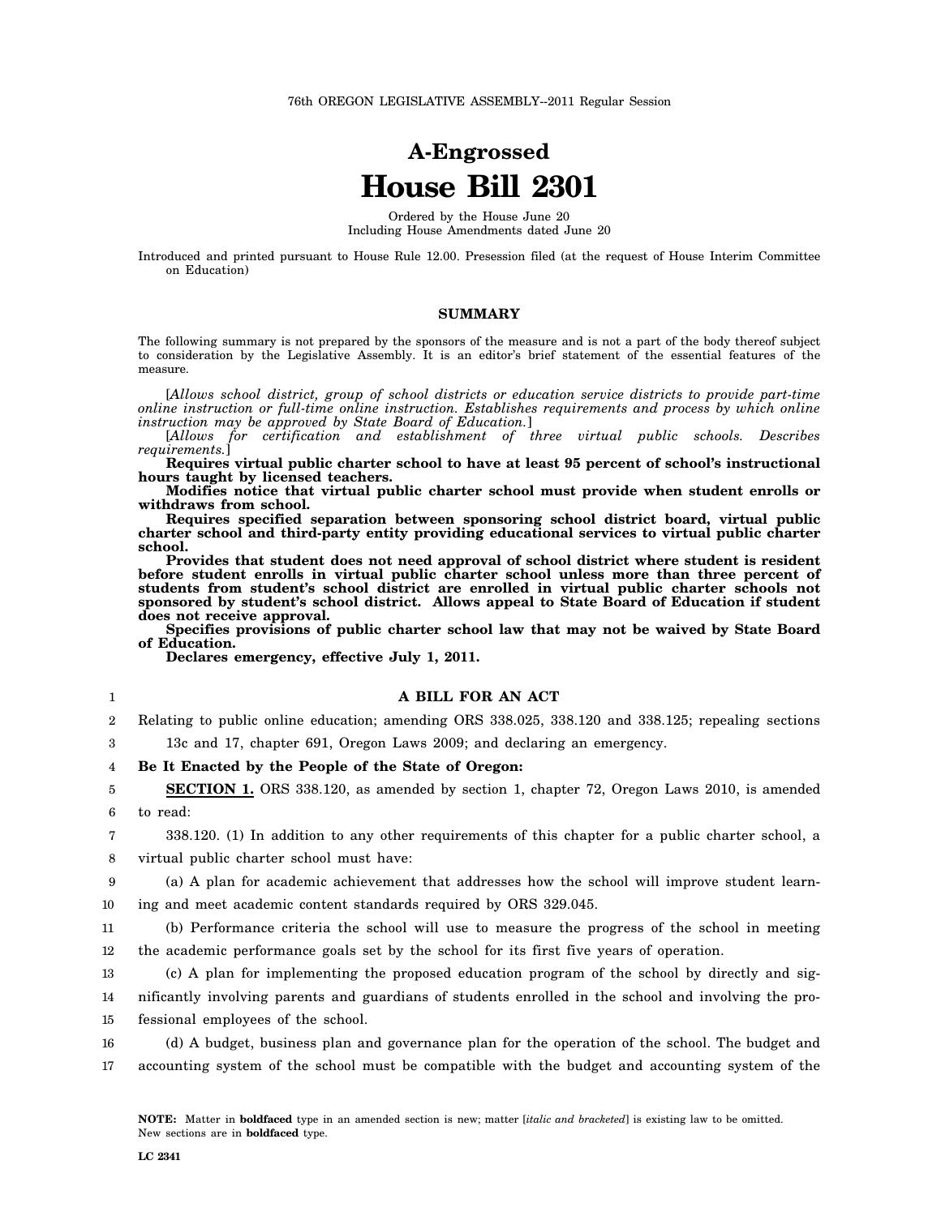76th OREGON LEGISLATIVE ASSEMBLY--2011 Regular Session

# A-Engrossed
# House Bill 2301

Ordered by the House June 20
Including House Amendments dated June 20

Introduced and printed pursuant to House Rule 12.00. Presession filed (at the request of House Interim Committee on Education)

## SUMMARY

The following summary is not prepared by the sponsors of the measure and is not a part of the body thereof subject to consideration by the Legislative Assembly. It is an editor's brief statement of the essential features of the measure.

[*Allows school district, group of school districts or education service districts to provide part-time online instruction or full-time online instruction. Establishes requirements and process by which online instruction may be approved by State Board of Education.*]

[*Allows for certification and establishment of three virtual public schools. Describes requirements.*]

**Requires virtual public charter school to have at least 95 percent of school's instructional hours taught by licensed teachers.**

**Modifies notice that virtual public charter school must provide when student enrolls or withdraws from school.**

**Requires specified separation between sponsoring school district board, virtual public charter school and third-party entity providing educational services to virtual public charter school.**

**Provides that student does not need approval of school district where student is resident before student enrolls in virtual public charter school unless more than three percent of students from student's school district are enrolled in virtual public charter schools not sponsored by student's school district. Allows appeal to State Board of Education if student does not receive approval.**

**Specifies provisions of public charter school law that may not be waived by State Board of Education.**

**Declares emergency, effective July 1, 2011.**

1 **A BILL FOR AN ACT**

2 Relating to public online education; amending ORS 338.025, 338.120 and 338.125; repealing sections
3 13c and 17, chapter 691, Oregon Laws 2009; and declaring an emergency.

4 **Be It Enacted by the People of the State of Oregon:**

5 **SECTION 1.** ORS 338.120, as amended by section 1, chapter 72, Oregon Laws 2010, is amended
6 to read:

7 338.120. (1) In addition to any other requirements of this chapter for a public charter school, a
8 virtual public charter school must have:

9 (a) A plan for academic achievement that addresses how the school will improve student learn-
10 ing and meet academic content standards required by ORS 329.045.

11 (b) Performance criteria the school will use to measure the progress of the school in meeting
12 the academic performance goals set by the school for its first five years of operation.

13 (c) A plan for implementing the proposed education program of the school by directly and sig-
14 nificantly involving parents and guardians of students enrolled in the school and involving the pro-
15 fessional employees of the school.

16 (d) A budget, business plan and governance plan for the operation of the school. The budget and
17 accounting system of the school must be compatible with the budget and accounting system of the

**NOTE:** Matter in **boldfaced** type in an amended section is new; matter [*italic and bracketed*] is existing law to be omitted. New sections are in **boldfaced** type.

LC 2341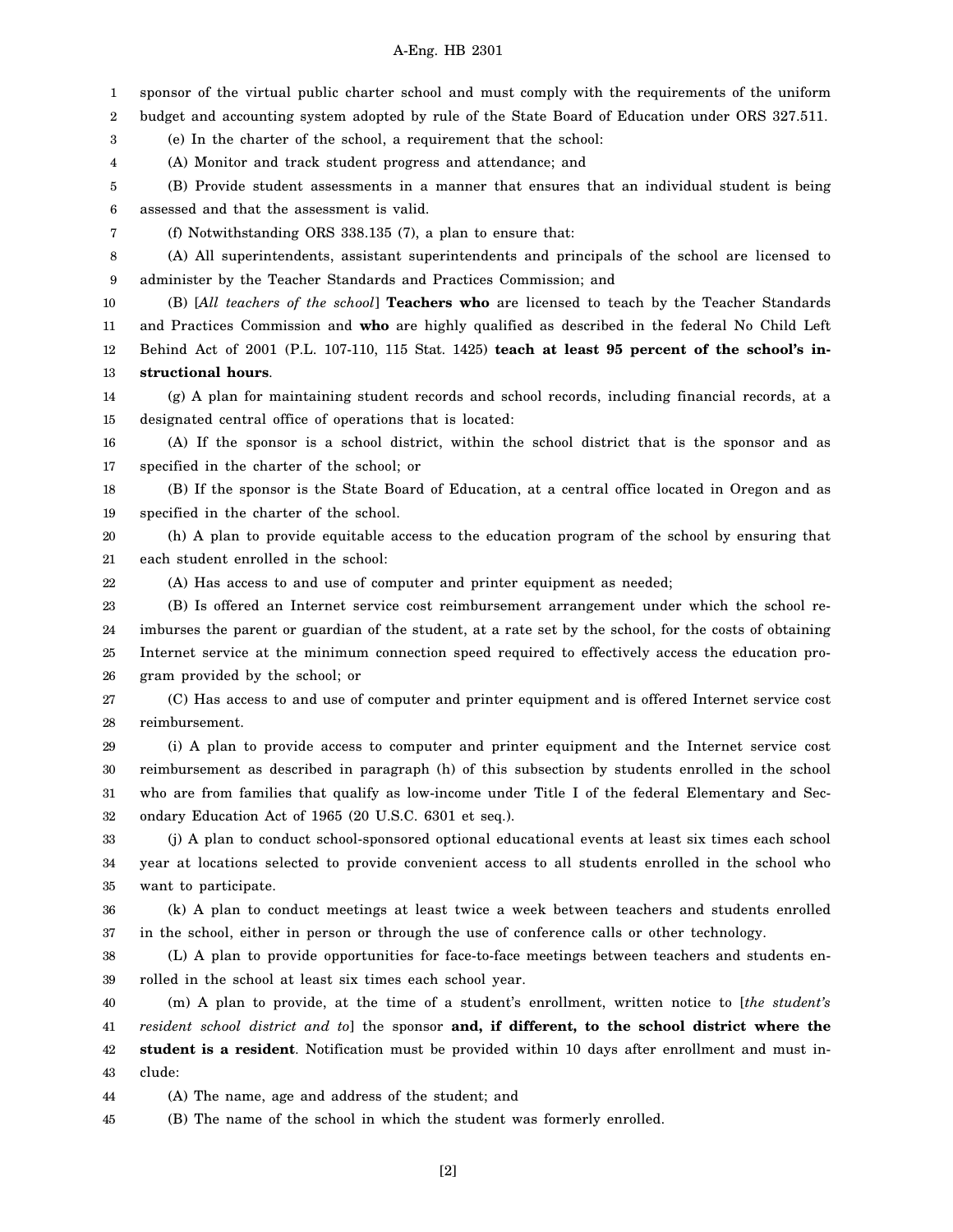sponsor of the virtual public charter school and must comply with the requirements of the uniform budget and accounting system adopted by rule of the State Board of Education under ORS 327.511.

(e) In the charter of the school, a requirement that the school:

(A) Monitor and track student progress and attendance; and

(B) Provide student assessments in a manner that ensures that an individual student is being assessed and that the assessment is valid.

(f) Notwithstanding ORS 338.135 (7), a plan to ensure that:

(A) All superintendents, assistant superintendents and principals of the school are licensed to administer by the Teacher Standards and Practices Commission; and

(B) [*All teachers of the school*] **Teachers who** are licensed to teach by the Teacher Standards and Practices Commission and **who** are highly qualified as described in the federal No Child Left Behind Act of 2001 (P.L. 107-110, 115 Stat. 1425) **teach at least 95 percent of the school's instructional hours**.

(g) A plan for maintaining student records and school records, including financial records, at a designated central office of operations that is located:

(A) If the sponsor is a school district, within the school district that is the sponsor and as specified in the charter of the school; or

(B) If the sponsor is the State Board of Education, at a central office located in Oregon and as specified in the charter of the school.

(h) A plan to provide equitable access to the education program of the school by ensuring that each student enrolled in the school:

(A) Has access to and use of computer and printer equipment as needed;

(B) Is offered an Internet service cost reimbursement arrangement under which the school reimburses the parent or guardian of the student, at a rate set by the school, for the costs of obtaining Internet service at the minimum connection speed required to effectively access the education program provided by the school; or

(C) Has access to and use of computer and printer equipment and is offered Internet service cost reimbursement.

(i) A plan to provide access to computer and printer equipment and the Internet service cost reimbursement as described in paragraph (h) of this subsection by students enrolled in the school who are from families that qualify as low-income under Title I of the federal Elementary and Secondary Education Act of 1965 (20 U.S.C. 6301 et seq.).

(j) A plan to conduct school-sponsored optional educational events at least six times each school year at locations selected to provide convenient access to all students enrolled in the school who want to participate.

(k) A plan to conduct meetings at least twice a week between teachers and students enrolled in the school, either in person or through the use of conference calls or other technology.

(L) A plan to provide opportunities for face-to-face meetings between teachers and students enrolled in the school at least six times each school year.

(m) A plan to provide, at the time of a student's enrollment, written notice to [*the student's resident school district and to*] the sponsor **and, if different, to the school district where the student is a resident**. Notification must be provided within 10 days after enrollment and must include:

(A) The name, age and address of the student; and

(B) The name of the school in which the student was formerly enrolled.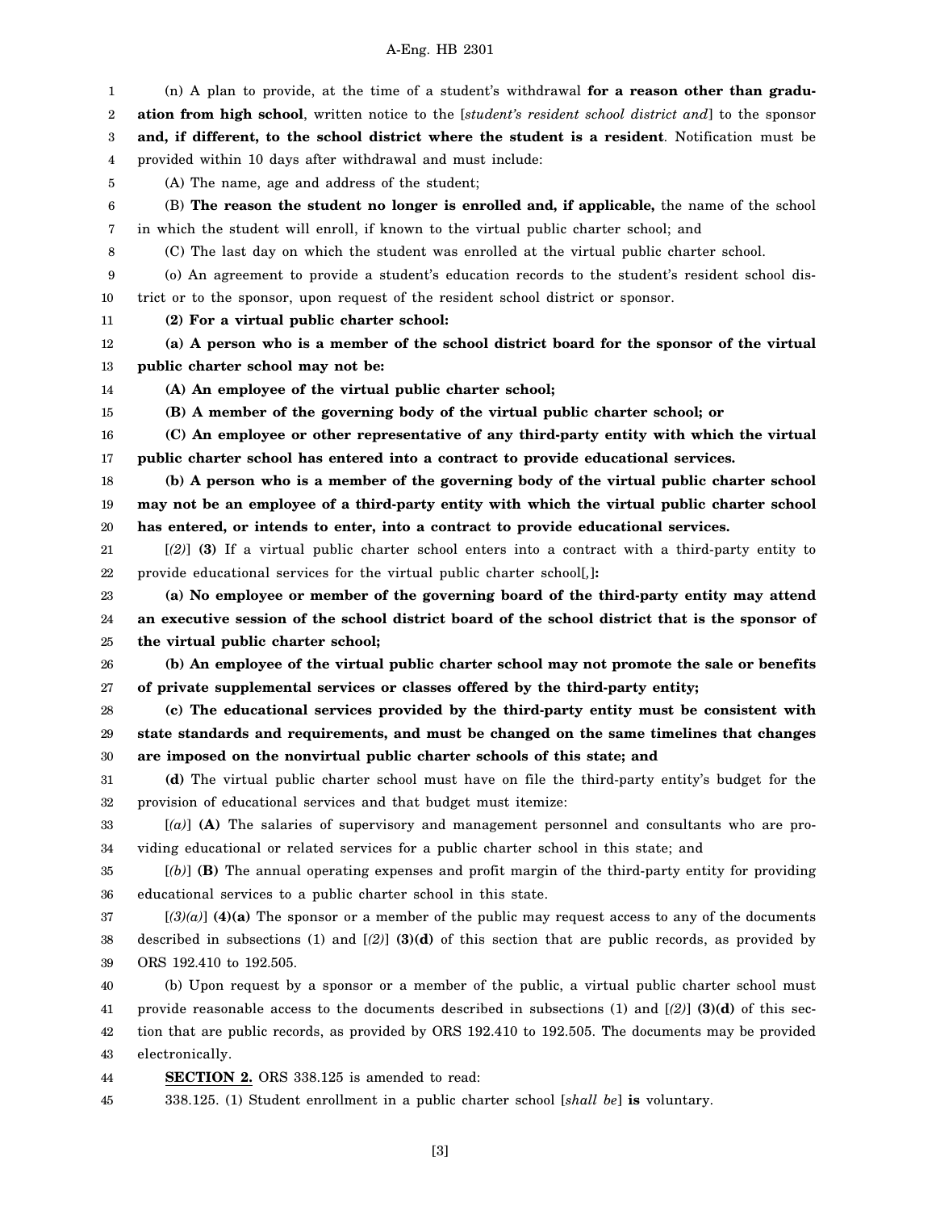(n) A plan to provide, at the time of a student's withdrawal **for a reason other than graduation from high school**, written notice to the [*student's resident school district and*] to the sponsor **and, if different, to the school district where the student is a resident**. Notification must be provided within 10 days after withdrawal and must include:

(A) The name, age and address of the student;

(B) **The reason the student no longer is enrolled and, if applicable,** the name of the school in which the student will enroll, if known to the virtual public charter school; and

(C) The last day on which the student was enrolled at the virtual public charter school.

(o) An agreement to provide a student's education records to the student's resident school district or to the sponsor, upon request of the resident school district or sponsor.

**(2) For a virtual public charter school:**

**(a) A person who is a member of the school district board for the sponsor of the virtual public charter school may not be:**

**(A) An employee of the virtual public charter school;**

**(B) A member of the governing body of the virtual public charter school; or**

**(C) An employee or other representative of any third-party entity with which the virtual public charter school has entered into a contract to provide educational services.**

**(b) A person who is a member of the governing body of the virtual public charter school may not be an employee of a third-party entity with which the virtual public charter school has entered, or intends to enter, into a contract to provide educational services.**

[*(2)*] **(3)** If a virtual public charter school enters into a contract with a third-party entity to provide educational services for the virtual public charter school[*,*]**:**

**(a) No employee or member of the governing board of the third-party entity may attend an executive session of the school district board of the school district that is the sponsor of the virtual public charter school;**

**(b) An employee of the virtual public charter school may not promote the sale or benefits of private supplemental services or classes offered by the third-party entity;**

**(c) The educational services provided by the third-party entity must be consistent with state standards and requirements, and must be changed on the same timelines that changes are imposed on the nonvirtual public charter schools of this state; and**

**(d)** The virtual public charter school must have on file the third-party entity's budget for the provision of educational services and that budget must itemize:

[*(a)*] **(A)** The salaries of supervisory and management personnel and consultants who are providing educational or related services for a public charter school in this state; and

[*(b)*] **(B)** The annual operating expenses and profit margin of the third-party entity for providing educational services to a public charter school in this state.

[*(3)(a)*] **(4)(a)** The sponsor or a member of the public may request access to any of the documents described in subsections (1) and [*(2)*] **(3)(d)** of this section that are public records, as provided by ORS 192.410 to 192.505.

(b) Upon request by a sponsor or a member of the public, a virtual public charter school must provide reasonable access to the documents described in subsections (1) and [*(2)*] **(3)(d)** of this section that are public records, as provided by ORS 192.410 to 192.505. The documents may be provided electronically.

**SECTION 2.** ORS 338.125 is amended to read:

338.125. (1) Student enrollment in a public charter school [*shall be*] **is** voluntary.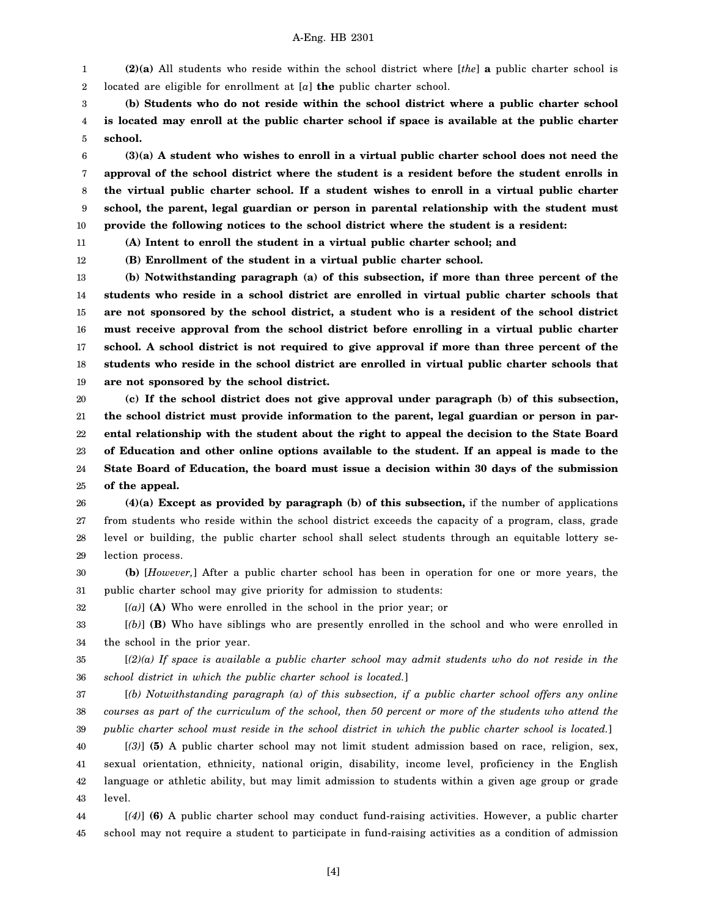**(2)(a)** All students who reside within the school district where [*the*] **a** public charter school is located are eligible for enrollment at [*a*] **the** public charter school.

**(b) Students who do not reside within the school district where a public charter school is located may enroll at the public charter school if space is available at the public charter school.**

**(3)(a) A student who wishes to enroll in a virtual public charter school does not need the approval of the school district where the student is a resident before the student enrolls in the virtual public charter school. If a student wishes to enroll in a virtual public charter school, the parent, legal guardian or person in parental relationship with the student must provide the following notices to the school district where the student is a resident:**

**(A) Intent to enroll the student in a virtual public charter school; and**

**(B) Enrollment of the student in a virtual public charter school.**

**(b) Notwithstanding paragraph (a) of this subsection, if more than three percent of the students who reside in a school district are enrolled in virtual public charter schools that are not sponsored by the school district, a student who is a resident of the school district must receive approval from the school district before enrolling in a virtual public charter school. A school district is not required to give approval if more than three percent of the students who reside in the school district are enrolled in virtual public charter schools that are not sponsored by the school district.**

**(c) If the school district does not give approval under paragraph (b) of this subsection, the school district must provide information to the parent, legal guardian or person in parental relationship with the student about the right to appeal the decision to the State Board of Education and other online options available to the student. If an appeal is made to the State Board of Education, the board must issue a decision within 30 days of the submission of the appeal.**

**(4)(a) Except as provided by paragraph (b) of this subsection,** if the number of applications from students who reside within the school district exceeds the capacity of a program, class, grade level or building, the public charter school shall select students through an equitable lottery selection process.

**(b)** [*However,*] After a public charter school has been in operation for one or more years, the public charter school may give priority for admission to students:

[*(a)*] **(A)** Who were enrolled in the school in the prior year; or

[*(b)*] **(B)** Who have siblings who are presently enrolled in the school and who were enrolled in the school in the prior year.

[*(2)(a) If space is available a public charter school may admit students who do not reside in the school district in which the public charter school is located.*]

[*(b) Notwithstanding paragraph (a) of this subsection, if a public charter school offers any online courses as part of the curriculum of the school, then 50 percent or more of the students who attend the public charter school must reside in the school district in which the public charter school is located.*]

[*(3)*] **(5)** A public charter school may not limit student admission based on race, religion, sex, sexual orientation, ethnicity, national origin, disability, income level, proficiency in the English language or athletic ability, but may limit admission to students within a given age group or grade level.

[*(4)*] **(6)** A public charter school may conduct fund-raising activities. However, a public charter school may not require a student to participate in fund-raising activities as a condition of admission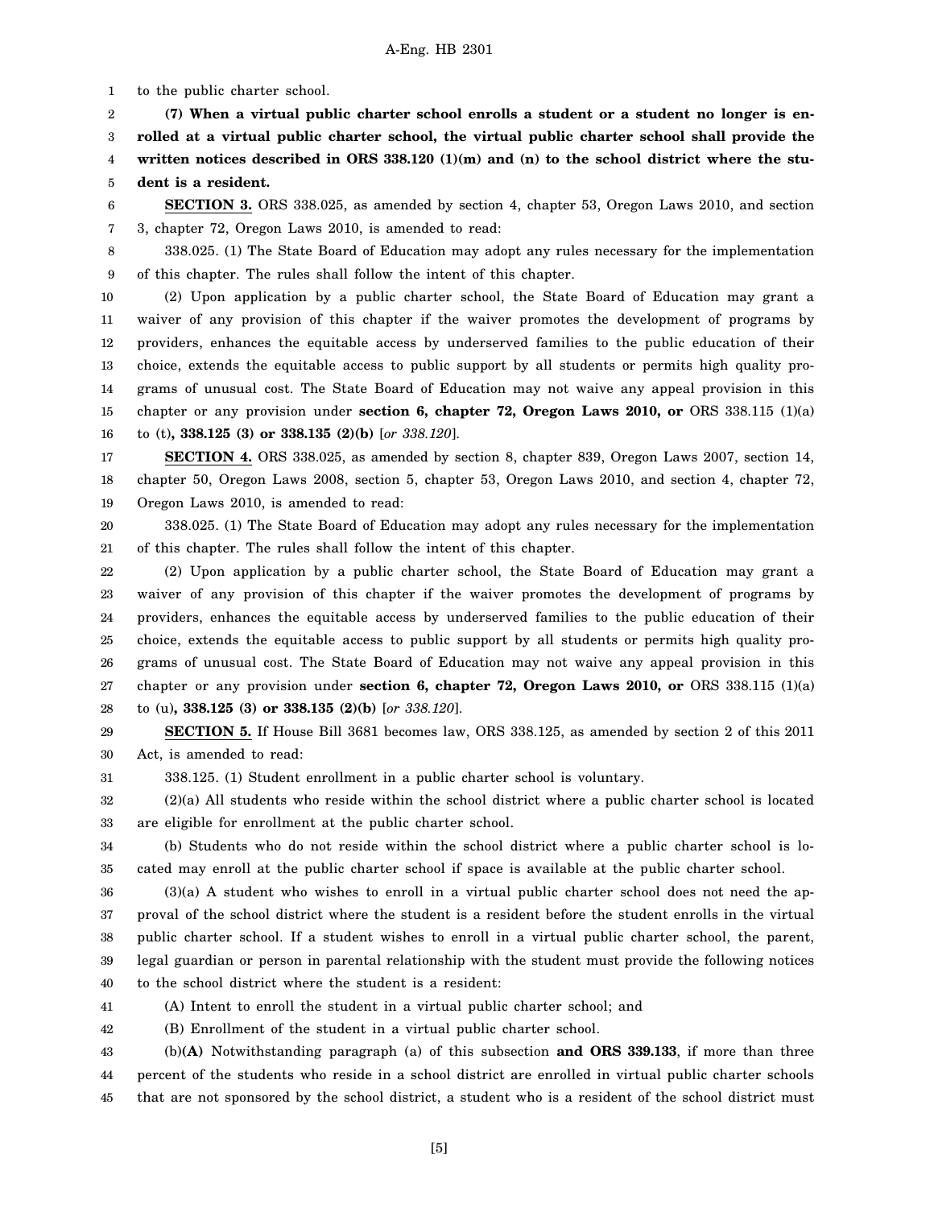to the public charter school.

**(7) When a virtual public charter school enrolls a student or a student no longer is enrolled at a virtual public charter school, the virtual public charter school shall provide the written notices described in ORS 338.120 (1)(m) and (n) to the school district where the student is a resident.**

**SECTION 3.** ORS 338.025, as amended by section 4, chapter 53, Oregon Laws 2010, and section 3, chapter 72, Oregon Laws 2010, is amended to read:

338.025. (1) The State Board of Education may adopt any rules necessary for the implementation of this chapter. The rules shall follow the intent of this chapter.

(2) Upon application by a public charter school, the State Board of Education may grant a waiver of any provision of this chapter if the waiver promotes the development of programs by providers, enhances the equitable access by underserved families to the public education of their choice, extends the equitable access to public support by all students or permits high quality programs of unusual cost. The State Board of Education may not waive any appeal provision in this chapter or any provision under **section 6, chapter 72, Oregon Laws 2010, or** ORS 338.115 (1)(a) to (t)**, 338.125 (3) or 338.135 (2)(b)** [*or 338.120*].

**SECTION 4.** ORS 338.025, as amended by section 8, chapter 839, Oregon Laws 2007, section 14, chapter 50, Oregon Laws 2008, section 5, chapter 53, Oregon Laws 2010, and section 4, chapter 72, Oregon Laws 2010, is amended to read:

338.025. (1) The State Board of Education may adopt any rules necessary for the implementation of this chapter. The rules shall follow the intent of this chapter.

(2) Upon application by a public charter school, the State Board of Education may grant a waiver of any provision of this chapter if the waiver promotes the development of programs by providers, enhances the equitable access by underserved families to the public education of their choice, extends the equitable access to public support by all students or permits high quality programs of unusual cost. The State Board of Education may not waive any appeal provision in this chapter or any provision under **section 6, chapter 72, Oregon Laws 2010, or** ORS 338.115 (1)(a) to (u)**, 338.125 (3) or 338.135 (2)(b)** [*or 338.120*].

**SECTION 5.** If House Bill 3681 becomes law, ORS 338.125, as amended by section 2 of this 2011 Act, is amended to read:

338.125. (1) Student enrollment in a public charter school is voluntary.

(2)(a) All students who reside within the school district where a public charter school is located are eligible for enrollment at the public charter school.

(b) Students who do not reside within the school district where a public charter school is located may enroll at the public charter school if space is available at the public charter school.

(3)(a) A student who wishes to enroll in a virtual public charter school does not need the approval of the school district where the student is a resident before the student enrolls in the virtual public charter school. If a student wishes to enroll in a virtual public charter school, the parent, legal guardian or person in parental relationship with the student must provide the following notices to the school district where the student is a resident:

(A) Intent to enroll the student in a virtual public charter school; and

(B) Enrollment of the student in a virtual public charter school.

(b)**(A)** Notwithstanding paragraph (a) of this subsection **and ORS 339.133**, if more than three percent of the students who reside in a school district are enrolled in virtual public charter schools that are not sponsored by the school district, a student who is a resident of the school district must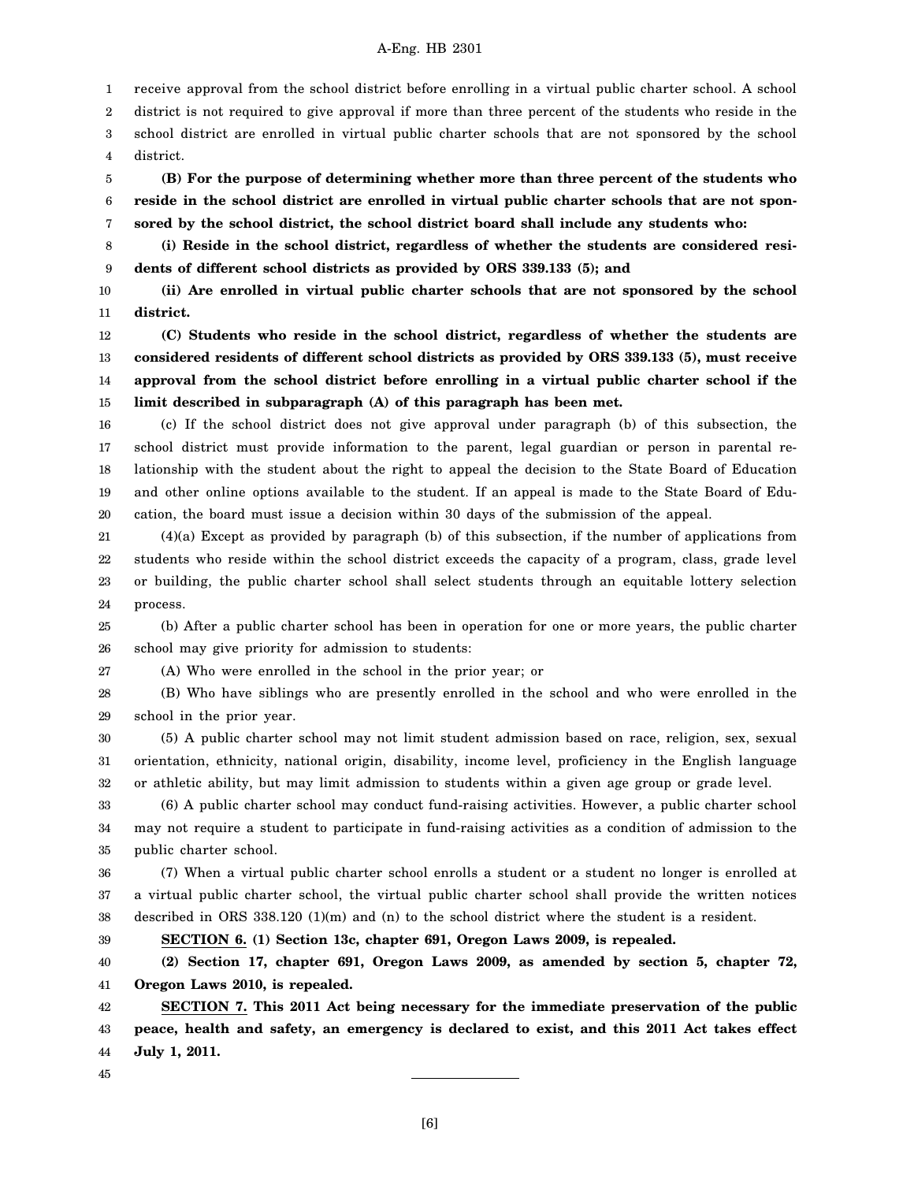receive approval from the school district before enrolling in a virtual public charter school. A school district is not required to give approval if more than three percent of the students who reside in the school district are enrolled in virtual public charter schools that are not sponsored by the school district.

**(B) For the purpose of determining whether more than three percent of the students who reside in the school district are enrolled in virtual public charter schools that are not sponsored by the school district, the school district board shall include any students who:**

**(i) Reside in the school district, regardless of whether the students are considered residents of different school districts as provided by ORS 339.133 (5); and**

**(ii) Are enrolled in virtual public charter schools that are not sponsored by the school district.**

**(C) Students who reside in the school district, regardless of whether the students are considered residents of different school districts as provided by ORS 339.133 (5), must receive approval from the school district before enrolling in a virtual public charter school if the limit described in subparagraph (A) of this paragraph has been met.**

(c) If the school district does not give approval under paragraph (b) of this subsection, the school district must provide information to the parent, legal guardian or person in parental relationship with the student about the right to appeal the decision to the State Board of Education and other online options available to the student. If an appeal is made to the State Board of Education, the board must issue a decision within 30 days of the submission of the appeal.

(4)(a) Except as provided by paragraph (b) of this subsection, if the number of applications from students who reside within the school district exceeds the capacity of a program, class, grade level or building, the public charter school shall select students through an equitable lottery selection process.

(b) After a public charter school has been in operation for one or more years, the public charter school may give priority for admission to students:

(A) Who were enrolled in the school in the prior year; or

(B) Who have siblings who are presently enrolled in the school and who were enrolled in the school in the prior year.

(5) A public charter school may not limit student admission based on race, religion, sex, sexual orientation, ethnicity, national origin, disability, income level, proficiency in the English language or athletic ability, but may limit admission to students within a given age group or grade level.

(6) A public charter school may conduct fund-raising activities. However, a public charter school may not require a student to participate in fund-raising activities as a condition of admission to the public charter school.

(7) When a virtual public charter school enrolls a student or a student no longer is enrolled at a virtual public charter school, the virtual public charter school shall provide the written notices described in ORS 338.120 (1)(m) and (n) to the school district where the student is a resident.

**SECTION 6. (1) Section 13c, chapter 691, Oregon Laws 2009, is repealed.**

**(2) Section 17, chapter 691, Oregon Laws 2009, as amended by section 5, chapter 72, Oregon Laws 2010, is repealed.**

**SECTION 7. This 2011 Act being necessary for the immediate preservation of the public peace, health and safety, an emergency is declared to exist, and this 2011 Act takes effect July 1, 2011.**